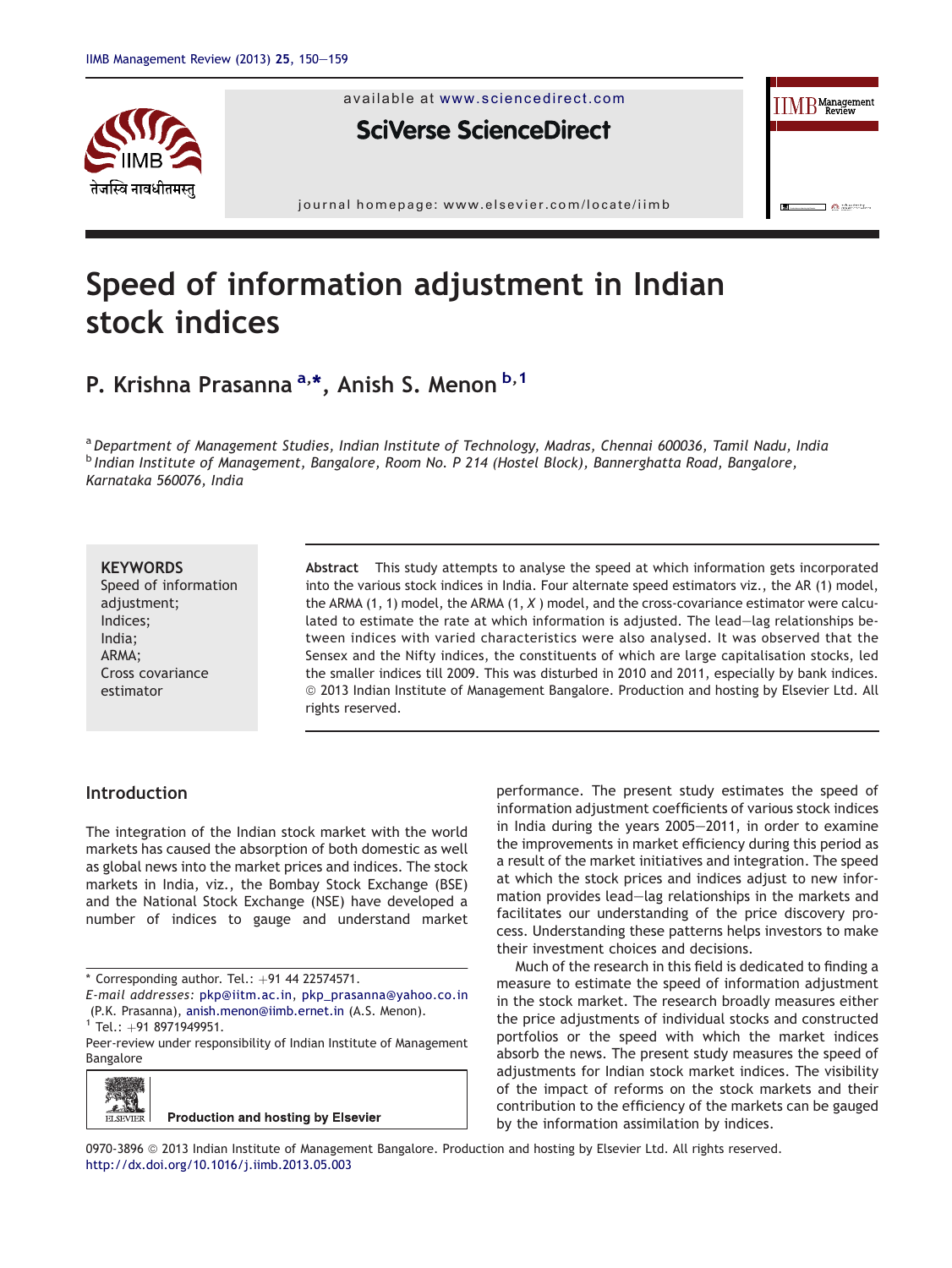# Speed of information adjustment in Indian stock indices

P. Krishna Prasanna [a,*], Anish S. Menon [b,1]

[a] Department of Management Studies, Indian Institute of Technology, Madras, Chennai 600036, Tamil Nadu, India
[b] Indian Institute of Management, Bangalore, Room No. P 214 (Hostel Block), Bannerghatta Road, Bangalore, Karnataka 560076, India

**KEYWORDS**
Speed of information adjustment;
Indices;
India;
ARMA;
Cross covariance estimator

**Abstract** This study attempts to analyse the speed at which information gets incorporated into the various stock indices in India. Four alternate speed estimators viz., the AR (1) model, the ARMA (1, 1) model, the ARMA (1, *X* ) model, and the cross-covariance estimator were calculated to estimate the rate at which information is adjusted. The lead–lag relationships between indices with varied characteristics were also analysed. It was observed that the Sensex and the Nifty indices, the constituents of which are large capitalisation stocks, led the smaller indices till 2009. This was disturbed in 2010 and 2011, especially by bank indices.
© 2013 Indian Institute of Management Bangalore. Production and hosting by Elsevier Ltd. All rights reserved.

## Introduction

The integration of the Indian stock market with the world markets has caused the absorption of both domestic as well as global news into the market prices and indices. The stock markets in India, viz., the Bombay Stock Exchange (BSE) and the National Stock Exchange (NSE) have developed a number of indices to gauge and understand market performance. The present study estimates the speed of information adjustment coefficients of various stock indices in India during the years 2005–2011, in order to examine the improvements in market efficiency during this period as a result of the market initiatives and integration. The speed at which the stock prices and indices adjust to new information provides lead–lag relationships in the markets and facilitates our understanding of the price discovery process. Understanding these patterns helps investors to make their investment choices and decisions.

Much of the research in this field is dedicated to finding a measure to estimate the speed of information adjustment in the stock market. The research broadly measures either the price adjustments of individual stocks and constructed portfolios or the speed with which the market indices absorb the news. The present study measures the speed of adjustments for Indian stock market indices. The visibility of the impact of reforms on the stock markets and their contribution to the efficiency of the markets can be gauged by the information assimilation by indices.

\* Corresponding author. Tel.: +91 44 22574571.
*E-mail addresses:* pkp@iitm.ac.in, pkp_prasanna@yahoo.co.in (P.K. Prasanna), anish.menon@iimb.ernet.in (A.S. Menon).
[1] Tel.: +91 8971949951.
Peer-review under responsibility of Indian Institute of Management Bangalore

Production and hosting by Elsevier

0970-3896 © 2013 Indian Institute of Management Bangalore. Production and hosting by Elsevier Ltd. All rights reserved.
http://dx.doi.org/10.1016/j.iimb.2013.05.003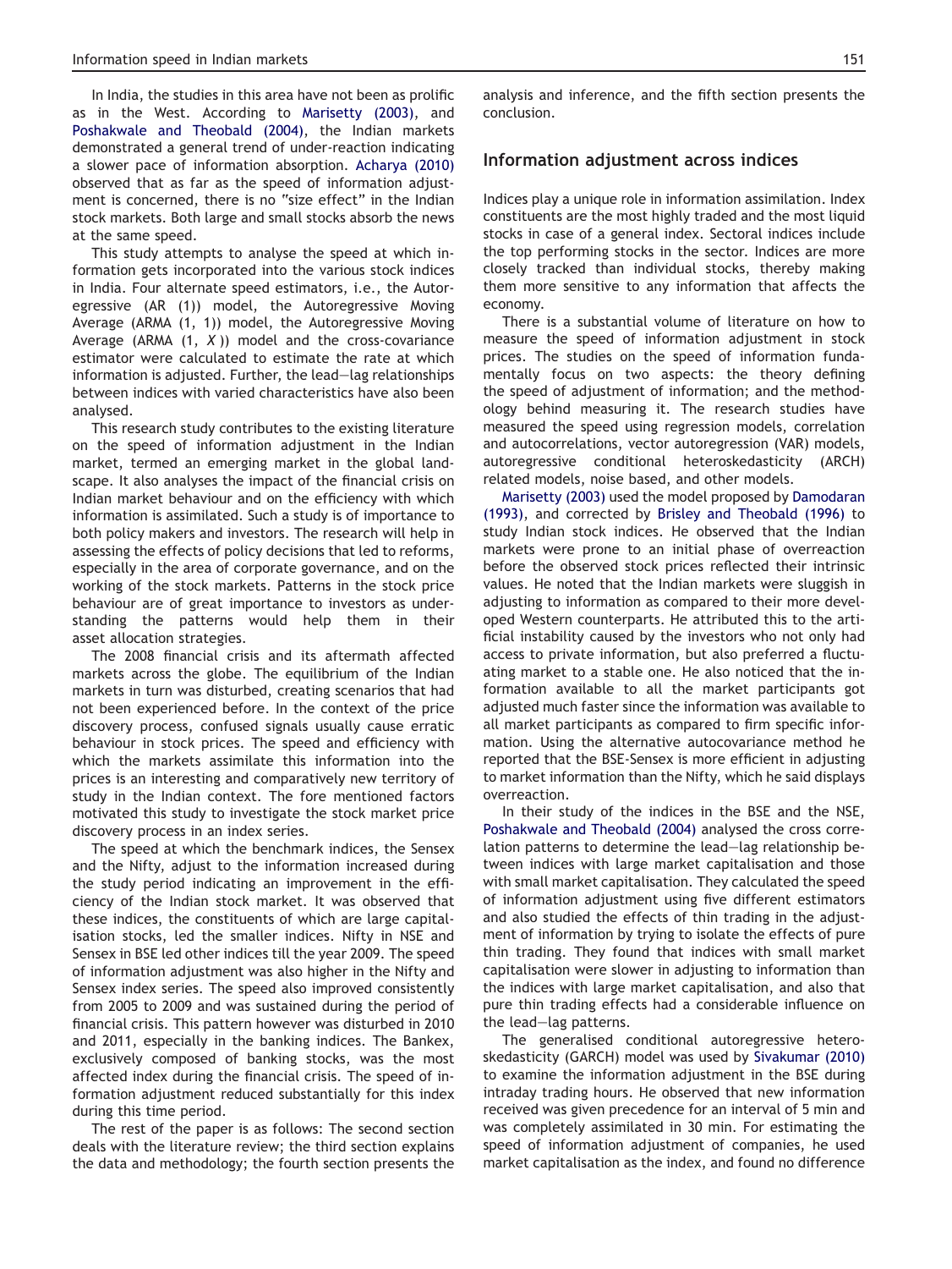In India, the studies in this area have not been as prolific as in the West. According to Marisetty (2003), and Poshakwale and Theobald (2004), the Indian markets demonstrated a general trend of under-reaction indicating a slower pace of information absorption. Acharya (2010) observed that as far as the speed of information adjustment is concerned, there is no "size effect" in the Indian stock markets. Both large and small stocks absorb the news at the same speed.

This study attempts to analyse the speed at which information gets incorporated into the various stock indices in India. Four alternate speed estimators, i.e., the Autoregessive (AR (1)) model, the Autoregressive Moving Average (ARMA (1, 1)) model, the Autoregressive Moving Average (ARMA (1, $X$)) model and the cross-covariance estimator were calculated to estimate the rate at which information is adjusted. Further, the lead–lag relationships between indices with varied characteristics have also been analysed.

This research study contributes to the existing literature on the speed of information adjustment in the Indian market, termed an emerging market in the global landscape. It also analyses the impact of the financial crisis on Indian market behaviour and on the efficiency with which information is assimilated. Such a study is of importance to both policy makers and investors. The research will help in assessing the effects of policy decisions that led to reforms, especially in the area of corporate governance, and on the working of the stock markets. Patterns in the stock price behaviour are of great importance to investors as understanding the patterns would help them in their asset allocation strategies.

The 2008 financial crisis and its aftermath affected markets across the globe. The equilibrium of the Indian markets in turn was disturbed, creating scenarios that had not been experienced before. In the context of the price discovery process, confused signals usually cause erratic behaviour in stock prices. The speed and efficiency with which the markets assimilate this information into the prices is an interesting and comparatively new territory of study in the Indian context. The fore mentioned factors motivated this study to investigate the stock market price discovery process in an index series.

The speed at which the benchmark indices, the Sensex and the Nifty, adjust to the information increased during the study period indicating an improvement in the efficiency of the Indian stock market. It was observed that these indices, the constituents of which are large capitalisation stocks, led the smaller indices. Nifty in NSE and Sensex in BSE led other indices till the year 2009. The speed of information adjustment was also higher in the Nifty and Sensex index series. The speed also improved consistently from 2005 to 2009 and was sustained during the period of financial crisis. This pattern however was disturbed in 2010 and 2011, especially in the banking indices. The Bankex, exclusively composed of banking stocks, was the most affected index during the financial crisis. The speed of information adjustment reduced substantially for this index during this time period.

The rest of the paper is as follows: The second section deals with the literature review; the third section explains the data and methodology; the fourth section presents the analysis and inference, and the fifth section presents the conclusion.

## Information adjustment across indices

Indices play a unique role in information assimilation. Index constituents are the most highly traded and the most liquid stocks in case of a general index. Sectoral indices include the top performing stocks in the sector. Indices are more closely tracked than individual stocks, thereby making them more sensitive to any information that affects the economy.

There is a substantial volume of literature on how to measure the speed of information adjustment in stock prices. The studies on the speed of information fundamentally focus on two aspects: the theory defining the speed of adjustment of information; and the methodology behind measuring it. The research studies have measured the speed using regression models, correlation and autocorrelations, vector autoregression (VAR) models, autoregressive conditional heteroskedasticity (ARCH) related models, noise based, and other models.

Marisetty (2003) used the model proposed by Damodaran (1993), and corrected by Brisley and Theobald (1996) to study Indian stock indices. He observed that the Indian markets were prone to an initial phase of overreaction before the observed stock prices reflected their intrinsic values. He noted that the Indian markets were sluggish in adjusting to information as compared to their more developed Western counterparts. He attributed this to the artificial instability caused by the investors who not only had access to private information, but also preferred a fluctuating market to a stable one. He also noticed that the information available to all the market participants got adjusted much faster since the information was available to all market participants as compared to firm specific information. Using the alternative autocovariance method he reported that the BSE-Sensex is more efficient in adjusting to market information than the Nifty, which he said displays overreaction.

In their study of the indices in the BSE and the NSE, Poshakwale and Theobald (2004) analysed the cross correlation patterns to determine the lead–lag relationship between indices with large market capitalisation and those with small market capitalisation. They calculated the speed of information adjustment using five different estimators and also studied the effects of thin trading in the adjustment of information by trying to isolate the effects of pure thin trading. They found that indices with small market capitalisation were slower in adjusting to information than the indices with large market capitalisation, and also that pure thin trading effects had a considerable influence on the lead–lag patterns.

The generalised conditional autoregressive heteroskedasticity (GARCH) model was used by Sivakumar (2010) to examine the information adjustment in the BSE during intraday trading hours. He observed that new information received was given precedence for an interval of 5 min and was completely assimilated in 30 min. For estimating the speed of information adjustment of companies, he used market capitalisation as the index, and found no difference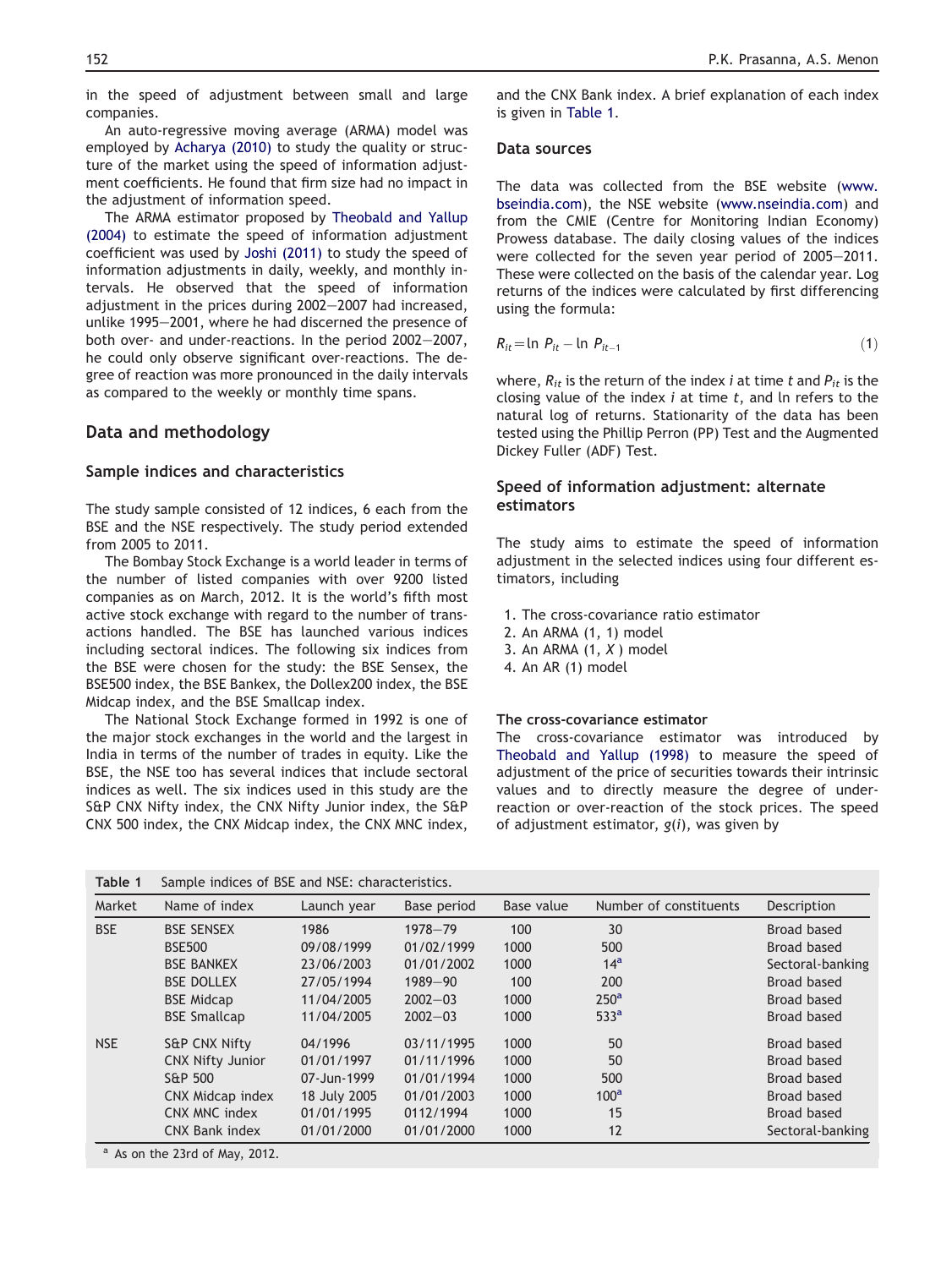in the speed of adjustment between small and large companies.

An auto-regressive moving average (ARMA) model was employed by Acharya (2010) to study the quality or structure of the market using the speed of information adjustment coefficients. He found that firm size had no impact in the adjustment of information speed.

The ARMA estimator proposed by Theobald and Yallup (2004) to estimate the speed of information adjustment coefficient was used by Joshi (2011) to study the speed of information adjustments in daily, weekly, and monthly intervals. He observed that the speed of information adjustment in the prices during 2002–2007 had increased, unlike 1995–2001, where he had discerned the presence of both over- and under-reactions. In the period 2002–2007, he could only observe significant over-reactions. The degree of reaction was more pronounced in the daily intervals as compared to the weekly or monthly time spans.

## Data and methodology

### Sample indices and characteristics

The study sample consisted of 12 indices, 6 each from the BSE and the NSE respectively. The study period extended from 2005 to 2011.

The Bombay Stock Exchange is a world leader in terms of the number of listed companies with over 9200 listed companies as on March, 2012. It is the world's fifth most active stock exchange with regard to the number of transactions handled. The BSE has launched various indices including sectoral indices. The following six indices from the BSE were chosen for the study: the BSE Sensex, the BSE500 index, the BSE Bankex, the Dollex200 index, the BSE Midcap index, and the BSE Smallcap index.

The National Stock Exchange formed in 1992 is one of the major stock exchanges in the world and the largest in India in terms of the number of trades in equity. Like the BSE, the NSE too has several indices that include sectoral indices as well. The six indices used in this study are the S&P CNX Nifty index, the CNX Nifty Junior index, the S&P CNX 500 index, the CNX Midcap index, the CNX MNC index, and the CNX Bank index. A brief explanation of each index is given in Table 1.

### Data sources

The data was collected from the BSE website (www.bseindia.com), the NSE website (www.nseindia.com) and from the CMIE (Centre for Monitoring Indian Economy) Prowess database. The daily closing values of the indices were collected for the seven year period of 2005–2011. These were collected on the basis of the calendar year. Log returns of the indices were calculated by first differencing using the formula:

$$R_{it} = \ln P_{it} - \ln P_{it-1} \tag{1}$$

where, $R_{it}$ is the return of the index $i$ at time $t$ and $P_{it}$ is the closing value of the index $i$ at time $t$, and ln refers to the natural log of returns. Stationarity of the data has been tested using the Phillip Perron (PP) Test and the Augmented Dickey Fuller (ADF) Test.

### Speed of information adjustment: alternate estimators

The study aims to estimate the speed of information adjustment in the selected indices using four different estimators, including

1. The cross-covariance ratio estimator
2. An ARMA (1, 1) model
3. An ARMA (1, $X$) model
4. An AR (1) model

#### The cross-covariance estimator

The cross-covariance estimator was introduced by Theobald and Yallup (1998) to measure the speed of adjustment of the price of securities towards their intrinsic values and to directly measure the degree of under-reaction or over-reaction of the stock prices. The speed of adjustment estimator, $g(i)$, was given by

Table 1 Sample indices of BSE and NSE: characteristics.

| Market | Name of index | Launch year | Base period | Base value | Number of constituents | Description |
|---|---|---|---|---|---|---|
| BSE | BSE SENSEX | 1986 | 1978–79 | 100 | 30 | Broad based |
| | BSE500 | 09/08/1999 | 01/02/1999 | 1000 | 500 | Broad based |
| | BSE BANKEX | 23/06/2003 | 01/01/2002 | 1000 | 14[a] | Sectoral-banking |
| | BSE DOLLEX | 27/05/1994 | 1989–90 | 100 | 200 | Broad based |
| | BSE Midcap | 11/04/2005 | 2002–03 | 1000 | 250[a] | Broad based |
| | BSE Smallcap | 11/04/2005 | 2002–03 | 1000 | 533[a] | Broad based |
| NSE | S&P CNX Nifty | 04/1996 | 03/11/1995 | 1000 | 50 | Broad based |
| | CNX Nifty Junior | 01/01/1997 | 01/11/1996 | 1000 | 50 | Broad based |
| | S&P 500 | 07-Jun-1999 | 01/01/1994 | 1000 | 500 | Broad based |
| | CNX Midcap index | 18 July 2005 | 01/01/2003 | 1000 | 100[a] | Broad based |
| | CNX MNC index | 01/01/1995 | 0112/1994 | 1000 | 15 | Broad based |
| | CNX Bank index | 01/01/2000 | 01/01/2000 | 1000 | 12 | Sectoral-banking |

[a] As on the 23rd of May, 2012.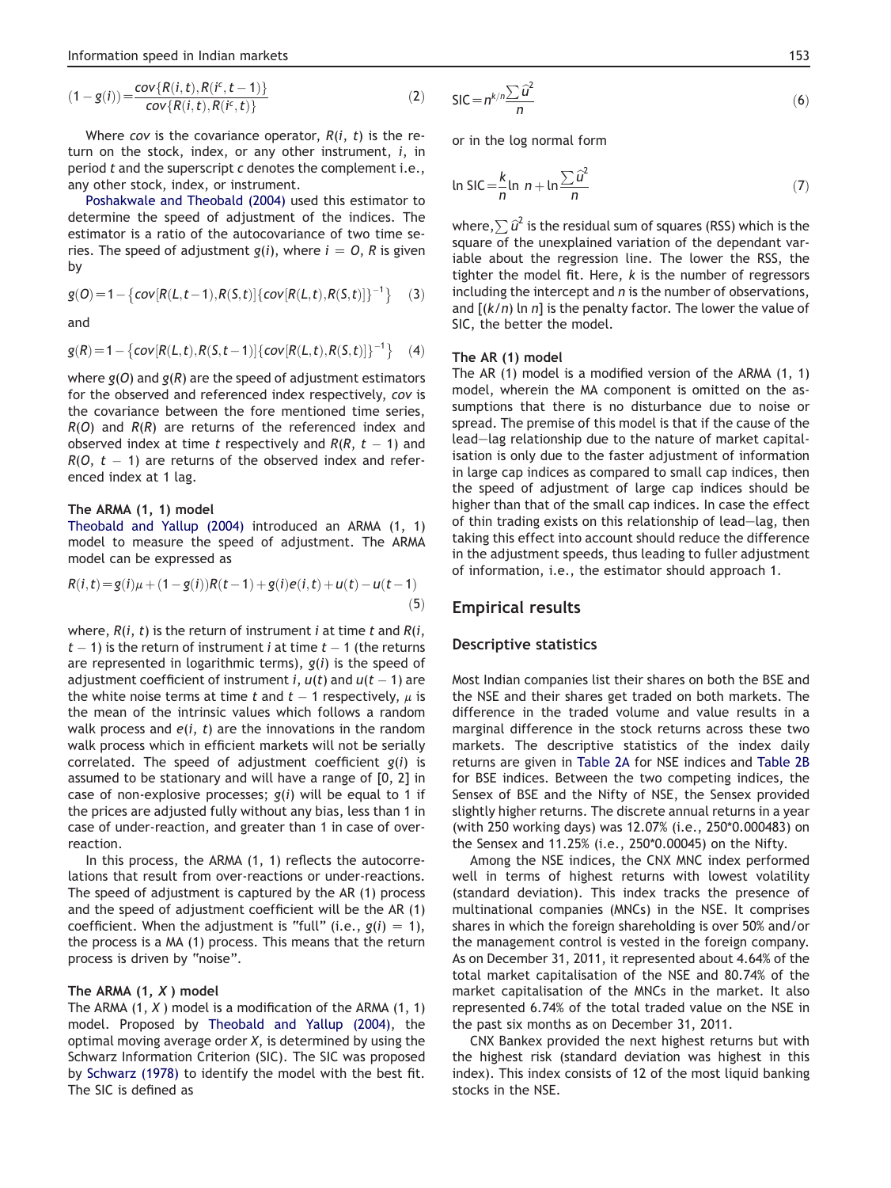$$(1 - g(i)) = \frac{cov\{R(i,t), R(i^c, t-1)\}}{cov\{R(i,t), R(i^c, t)\}} \quad (2)$$

Where *cov* is the covariance operator, $R(i, t)$ is the return on the stock, index, or any other instrument, $i$, in period $t$ and the superscript $c$ denotes the complement i.e., any other stock, index, or instrument.

Poshakwale and Theobald (2004) used this estimator to determine the speed of adjustment of the indices. The estimator is a ratio of the autocovariance of two time series. The speed of adjustment $g(i)$, where $i = O, R$ is given by

$$g(O) = 1 - \{cov[R(L, t-1), R(S, t)]\{cov[R(L, t), R(S, t)]\}^{-1}\} \quad (3)$$

and

$$g(R) = 1 - \{cov[R(L, t), R(S, t-1)]\{cov[R(L, t), R(S, t)]\}^{-1}\} \quad (4)$$

where $g(O)$ and $g(R)$ are the speed of adjustment estimators for the observed and referenced index respectively, *cov* is the covariance between the fore mentioned time series, $R(O)$ and $R(R)$ are returns of the referenced index and observed index at time $t$ respectively and $R(R, t-1)$ and $R(O, t-1)$ are returns of the observed index and referenced index at 1 lag.

### The ARMA (1, 1) model

Theobald and Yallup (2004) introduced an ARMA (1, 1) model to measure the speed of adjustment. The ARMA model can be expressed as

$$R(i, t) = g(i)\mu + (1 - g(i))R(t-1) + g(i)e(i, t) + u(t) - u(t-1) \quad (5)$$

where, $R(i, t)$ is the return of instrument $i$ at time $t$ and $R(i, t-1)$ is the return of instrument $i$ at time $t-1$ (the returns are represented in logarithmic terms), $g(i)$ is the speed of adjustment coefficient of instrument $i$, $u(t)$ and $u(t-1)$ are the white noise terms at time $t$ and $t-1$ respectively, $\mu$ is the mean of the intrinsic values which follows a random walk process and $e(i, t)$ are the innovations in the random walk process which in efficient markets will not be serially correlated. The speed of adjustment coefficient $g(i)$ is assumed to be stationary and will have a range of [0, 2] in case of non-explosive processes; $g(i)$ will be equal to 1 if the prices are adjusted fully without any bias, less than 1 in case of under-reaction, and greater than 1 in case of over-reaction.

In this process, the ARMA (1, 1) reflects the autocorrelations that result from over-reactions or under-reactions. The speed of adjustment is captured by the AR (1) process and the speed of adjustment coefficient will be the AR (1) coefficient. When the adjustment is "full" (i.e., $g(i) = 1$), the process is a MA (1) process. This means that the return process is driven by "noise".

### The ARMA (1, *X*) model

The ARMA (1, $X$) model is a modification of the ARMA (1, 1) model. Proposed by Theobald and Yallup (2004), the optimal moving average order $X$, is determined by using the Schwarz Information Criterion (SIC). The SIC was proposed by Schwarz (1978) to identify the model with the best fit. The SIC is defined as

$$SIC = n^{k/n} \frac{\sum \hat{u}^2}{n} \quad (6)$$

or in the log normal form

$$\ln SIC = \frac{k}{n} \ln n + \ln \frac{\sum \hat{u}^2}{n} \quad (7)$$

where, $\sum \hat{u}^2$ is the residual sum of squares (RSS) which is the square of the unexplained variation of the dependant variable about the regression line. The lower the RSS, the tighter the model fit. Here, $k$ is the number of regressors including the intercept and $n$ is the number of observations, and $[(k/n) \ln n]$ is the penalty factor. The lower the value of SIC, the better the model.

### The AR (1) model

The AR (1) model is a modified version of the ARMA (1, 1) model, wherein the MA component is omitted on the assumptions that there is no disturbance due to noise or spread. The premise of this model is that if the cause of the lead—lag relationship due to the nature of market capitalisation is only due to the faster adjustment of information in large cap indices as compared to small cap indices, then the speed of adjustment of large cap indices should be higher than that of the small cap indices. In case the effect of thin trading exists on this relationship of lead—lag, then taking this effect into account should reduce the difference in the adjustment speeds, thus leading to fuller adjustment of information, i.e., the estimator should approach 1.

## Empirical results

### Descriptive statistics

Most Indian companies list their shares on both the BSE and the NSE and their shares get traded on both markets. The difference in the traded volume and value results in a marginal difference in the stock returns across these two markets. The descriptive statistics of the index daily returns are given in Table 2A for NSE indices and Table 2B for BSE indices. Between the two competing indices, the Sensex of BSE and the Nifty of NSE, the Sensex provided slightly higher returns. The discrete annual returns in a year (with 250 working days) was 12.07% (i.e., 250*0.000483) on the Sensex and 11.25% (i.e., 250*0.00045) on the Nifty.

Among the NSE indices, the CNX MNC index performed well in terms of highest returns with lowest volatility (standard deviation). This index tracks the presence of multinational companies (MNCs) in the NSE. It comprises shares in which the foreign shareholding is over 50% and/or the management control is vested in the foreign company. As on December 31, 2011, it represented about 4.64% of the total market capitalisation of the NSE and 80.74% of the market capitalisation of the MNCs in the market. It also represented 6.74% of the total traded value on the NSE in the past six months as on December 31, 2011.

CNX Bankex provided the next highest returns but with the highest risk (standard deviation was highest in this index). This index consists of 12 of the most liquid banking stocks in the NSE.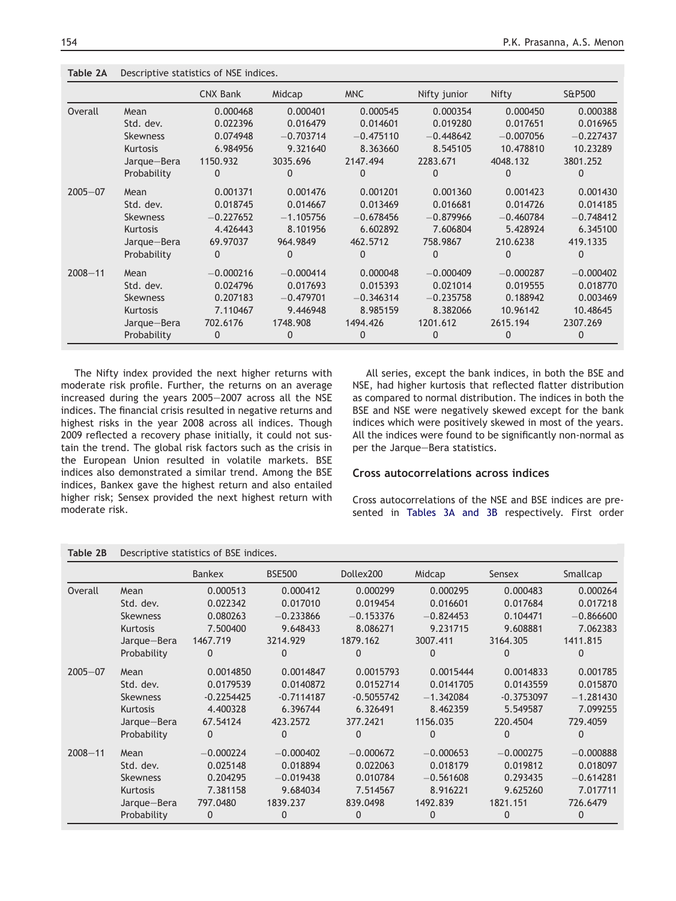**Table 2A** Descriptive statistics of NSE indices.

| | | CNX Bank | Midcap | MNC | Nifty junior | Nifty | S&P500 |
|---|---|---|---|---|---|---|---|
| Overall | Mean | 0.000468 | 0.000401 | 0.000545 | 0.000354 | 0.000450 | 0.000388 |
| | Std. dev. | 0.022396 | 0.016479 | 0.014601 | 0.019280 | 0.017651 | 0.016965 |
| | Skewness | 0.074948 | −0.703714 | −0.475110 | −0.448642 | −0.007056 | −0.227437 |
| | Kurtosis | 6.984956 | 9.321640 | 8.363660 | 8.545105 | 10.478810 | 10.23289 |
| | Jarque−Bera | 1150.932 | 3035.696 | 2147.494 | 2283.671 | 4048.132 | 3801.252 |
| | Probability | 0 | 0 | 0 | 0 | 0 | 0 |
| 2005−07 | Mean | 0.001371 | 0.001476 | 0.001201 | 0.001360 | 0.001423 | 0.001430 |
| | Std. dev. | 0.018745 | 0.014667 | 0.013469 | 0.016681 | 0.014726 | 0.014185 |
| | Skewness | −0.227652 | −1.105756 | −0.678456 | −0.879966 | −0.460784 | −0.748412 |
| | Kurtosis | 4.426443 | 8.101956 | 6.602892 | 7.606804 | 5.428924 | 6.345100 |
| | Jarque−Bera | 69.97037 | 964.9849 | 462.5712 | 758.9867 | 210.6238 | 419.1335 |
| | Probability | 0 | 0 | 0 | 0 | 0 | 0 |
| 2008−11 | Mean | −0.000216 | −0.000414 | 0.000048 | −0.000409 | −0.000287 | −0.000402 |
| | Std. dev. | 0.024796 | 0.017693 | 0.015393 | 0.021014 | 0.019555 | 0.018770 |
| | Skewness | 0.207183 | −0.479701 | −0.346314 | −0.235758 | 0.188942 | 0.003469 |
| | Kurtosis | 7.110467 | 9.446948 | 8.985159 | 8.382066 | 10.96142 | 10.48645 |
| | Jarque−Bera | 702.6176 | 1748.908 | 1494.426 | 1201.612 | 2615.194 | 2307.269 |
| | Probability | 0 | 0 | 0 | 0 | 0 | 0 |

The Nifty index provided the next higher returns with moderate risk profile. Further, the returns on an average increased during the years 2005−2007 across all the NSE indices. The financial crisis resulted in negative returns and highest risks in the year 2008 across all indices. Though 2009 reflected a recovery phase initially, it could not sustain the trend. The global risk factors such as the crisis in the European Union resulted in volatile markets. BSE indices also demonstrated a similar trend. Among the BSE indices, Bankex gave the highest return and also entailed higher risk; Sensex provided the next highest return with moderate risk.

All series, except the bank indices, in both the BSE and NSE, had higher kurtosis that reflected flatter distribution as compared to normal distribution. The indices in both the BSE and NSE were negatively skewed except for the bank indices which were positively skewed in most of the years. All the indices were found to be significantly non-normal as per the Jarque−Bera statistics.

## Cross autocorrelations across indices

Cross autocorrelations of the NSE and BSE indices are presented in Tables 3A and 3B respectively. First order

**Table 2B** Descriptive statistics of BSE indices.

| | | Bankex | BSE500 | Dollex200 | Midcap | Sensex | Smallcap |
|---|---|---|---|---|---|---|---|
| Overall | Mean | 0.000513 | 0.000412 | 0.000299 | 0.000295 | 0.000483 | 0.000264 |
| | Std. dev. | 0.022342 | 0.017010 | 0.019454 | 0.016601 | 0.017684 | 0.017218 |
| | Skewness | 0.080263 | −0.233866 | −0.153376 | −0.824453 | 0.104471 | −0.866600 |
| | Kurtosis | 7.500400 | 9.648433 | 8.086271 | 9.231715 | 9.608881 | 7.062383 |
| | Jarque−Bera | 1467.719 | 3214.929 | 1879.162 | 3007.411 | 3164.305 | 1411.815 |
| | Probability | 0 | 0 | 0 | 0 | 0 | 0 |
| 2005−07 | Mean | 0.0014850 | 0.0014847 | 0.0015793 | 0.0015444 | 0.0014833 | 0.001785 |
| | Std. dev. | 0.0179539 | 0.0140872 | 0.0152714 | 0.0141705 | 0.0143559 | 0.015870 |
| | Skewness | -0.2254425 | -0.7114187 | -0.5055742 | −1.342084 | -0.3753097 | −1.281430 |
| | Kurtosis | 4.400328 | 6.396744 | 6.326491 | 8.462359 | 5.549587 | 7.099255 |
| | Jarque−Bera | 67.54124 | 423.2572 | 377.2421 | 1156.035 | 220.4504 | 729.4059 |
| | Probability | 0 | 0 | 0 | 0 | 0 | 0 |
| 2008−11 | Mean | −0.000224 | −0.000402 | −0.000672 | −0.000653 | −0.000275 | −0.000888 |
| | Std. dev. | 0.025148 | 0.018894 | 0.022063 | 0.018179 | 0.019812 | 0.018097 |
| | Skewness | 0.204295 | −0.019438 | 0.010784 | −0.561608 | 0.293435 | −0.614281 |
| | Kurtosis | 7.381158 | 9.684034 | 7.514567 | 8.916221 | 9.625260 | 7.017711 |
| | Jarque−Bera | 797.0480 | 1839.237 | 839.0498 | 1492.839 | 1821.151 | 726.6479 |
| | Probability | 0 | 0 | 0 | 0 | 0 | 0 |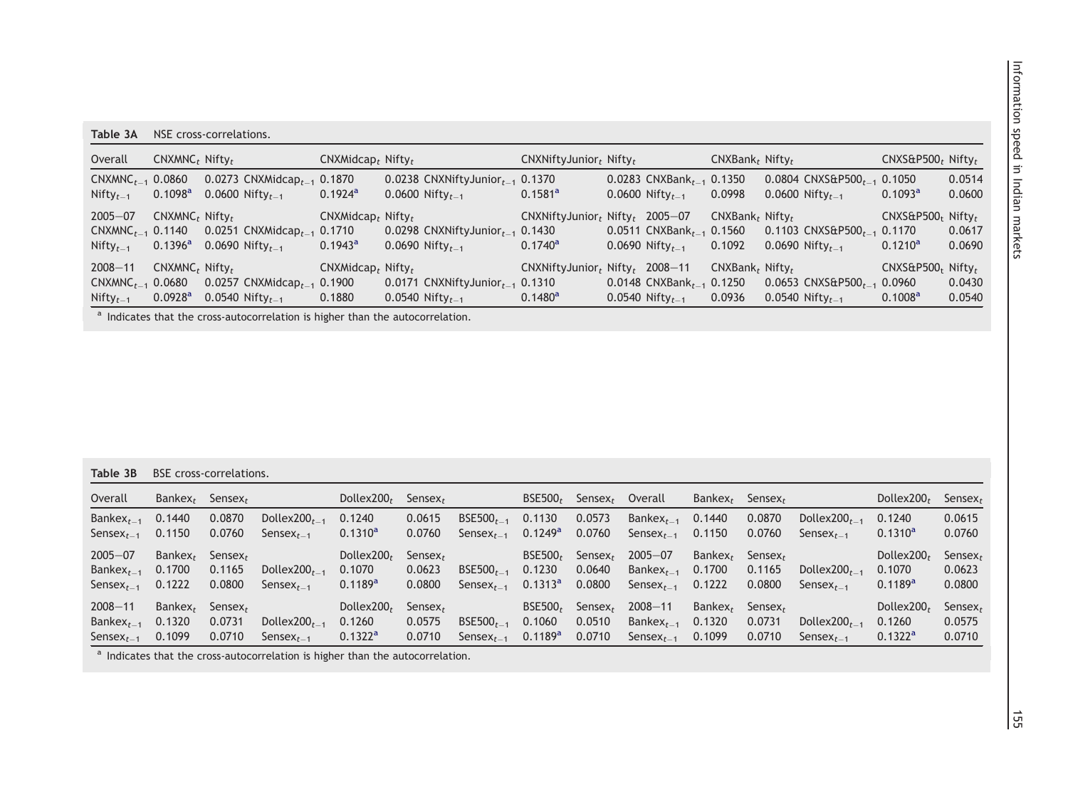**Table 3A** NSE cross-correlations.

| Overall | $CNXMNC_t$ | $Nifty_t$ | | $CNXMidcap_t$ | $Nifty_t$ | | $CNXNiftyJunior_t$ | $Nifty_t$ | | $CNXBank_t$ | $Nifty_t$ | | $CNXS\&P500_t$ | $Nifty_t$ |
|---|---|---|---|---|---|---|---|---|---|---|---|---|---|---|
| $CNXMNC_{t-1}$ | 0.0860 | 0.0273 | $CNXMidcap_{t-1}$ | 0.1870 | 0.0238 | $CNXNiftyJunior_{t-1}$ | 0.1370 | 0.0283 | $CNXBank_{t-1}$ | 0.1350 | 0.0804 | $CNXS\&P500_{t-1}$ | 0.1050 | 0.0514 |
| $Nifty_{t-1}$ | 0.1098[a] | 0.0600 | $Nifty_{t-1}$ | 0.1924[a] | 0.0600 | $Nifty_{t-1}$ | 0.1581[a] | 0.0600 | $Nifty_{t-1}$ | 0.0998 | 0.0600 | $Nifty_{t-1}$ | 0.1093[a] | 0.0600 |
| 2005–07 | $CNXMNC_t$ | $Nifty_t$ | | $CNXMidcap_t$ | $Nifty_t$ | | $CNXNiftyJunior_t$ | $Nifty_t$ | 2005–07 | $CNXBank_t$ | $Nifty_t$ | | $CNXS\&P500_t$ | $Nifty_t$ |
| $CNXMNC_{t-1}$ | 0.1140 | 0.0251 | $CNXMidcap_{t-1}$ | 0.1710 | 0.0298 | $CNXNiftyJunior_{t-1}$ | 0.1430 | 0.0511 | $CNXBank_{t-1}$ | 0.1560 | 0.1103 | $CNXS\&P500_{t-1}$ | 0.1170 | 0.0617 |
| $Nifty_{t-1}$ | 0.1396[a] | 0.0690 | $Nifty_{t-1}$ | 0.1943[a] | 0.0690 | $Nifty_{t-1}$ | 0.1740[a] | 0.0690 | $Nifty_{t-1}$ | 0.1092 | 0.0690 | $Nifty_{t-1}$ | 0.1210[a] | 0.0690 |
| 2008–11 | $CNXMNC_t$ | $Nifty_t$ | | $CNXMidcap_t$ | $Nifty_t$ | | $CNXNiftyJunior_t$ | $Nifty_t$ | 2008–11 | $CNXBank_t$ | $Nifty_t$ | | $CNXS\&P500_t$ | $Nifty_t$ |
| $CNXMNC_{t-1}$ | 0.0680 | 0.0257 | $CNXMidcap_{t-1}$ | 0.1900 | 0.0171 | $CNXNiftyJunior_{t-1}$ | 0.1310 | 0.0148 | $CNXBank_{t-1}$ | 0.1250 | 0.0653 | $CNXS\&P500_{t-1}$ | 0.0960 | 0.0430 |
| $Nifty_{t-1}$ | 0.0928[a] | 0.0540 | $Nifty_{t-1}$ | 0.1880 | 0.0540 | $Nifty_{t-1}$ | 0.1480[a] | 0.0540 | $Nifty_{t-1}$ | 0.0936 | 0.0540 | $Nifty_{t-1}$ | 0.1008[a] | 0.0540 |

[a] Indicates that the cross-autocorrelation is higher than the autocorrelation.

**Table 3B** BSE cross-correlations.

| Overall | $Bankex_t$ | $Sensex_t$ | | $Dollex200_t$ | $Sensex_t$ | | $BSE500_t$ | $Sensex_t$ | Overall | $Bankex_t$ | $Sensex_t$ | | $Dollex200_t$ | $Sensex_t$ |
|---|---|---|---|---|---|---|---|---|---|---|---|---|---|---|
| $Bankex_{t-1}$ | 0.1440 | 0.0870 | $Dollex200_{t-1}$ | 0.1240 | 0.0615 | $BSE500_{t-1}$ | 0.1130 | 0.0573 | $Bankex_{t-1}$ | 0.1440 | 0.0870 | $Dollex200_{t-1}$ | 0.1240 | 0.0615 |
| $Sensex_{t-1}$ | 0.1150 | 0.0760 | $Sensex_{t-1}$ | 0.1310[a] | 0.0760 | $Sensex_{t-1}$ | 0.1249[a] | 0.0760 | $Sensex_{t-1}$ | 0.1150 | 0.0760 | $Sensex_{t-1}$ | 0.1310[a] | 0.0760 |
| 2005–07 | $Bankex_t$ | $Sensex_t$ | | $Dollex200_t$ | $Sensex_t$ | | $BSE500_t$ | $Sensex_t$ | 2005–07 | $Bankex_t$ | $Sensex_t$ | | $Dollex200_t$ | $Sensex_t$ |
| $Bankex_{t-1}$ | 0.1700 | 0.1165 | $Dollex200_{t-1}$ | 0.1070 | 0.0623 | $BSE500_{t-1}$ | 0.1230 | 0.0640 | $Bankex_{t-1}$ | 0.1700 | 0.1165 | $Dollex200_{t-1}$ | 0.1070 | 0.0623 |
| $Sensex_{t-1}$ | 0.1222 | 0.0800 | $Sensex_{t-1}$ | 0.1189[a] | 0.0800 | $Sensex_{t-1}$ | 0.1313[a] | 0.0800 | $Sensex_{t-1}$ | 0.1222 | 0.0800 | $Sensex_{t-1}$ | 0.1189[a] | 0.0800 |
| 2008–11 | $Bankex_t$ | $Sensex_t$ | | $Dollex200_t$ | $Sensex_t$ | | $BSE500_t$ | $Sensex_t$ | 2008–11 | $Bankex_t$ | $Sensex_t$ | | $Dollex200_t$ | $Sensex_t$ |
| $Bankex_{t-1}$ | 0.1320 | 0.0731 | $Dollex200_{t-1}$ | 0.1260 | 0.0575 | $BSE500_{t-1}$ | 0.1060 | 0.0510 | $Bankex_{t-1}$ | 0.1320 | 0.0731 | $Dollex200_{t-1}$ | 0.1260 | 0.0575 |
| $Sensex_{t-1}$ | 0.1099 | 0.0710 | $Sensex_{t-1}$ | 0.1322[a] | 0.0710 | $Sensex_{t-1}$ | 0.1189[a] | 0.0710 | $Sensex_{t-1}$ | 0.1099 | 0.0710 | $Sensex_{t-1}$ | 0.1322[a] | 0.0710 |

[a] Indicates that the cross-autocorrelation is higher than the autocorrelation.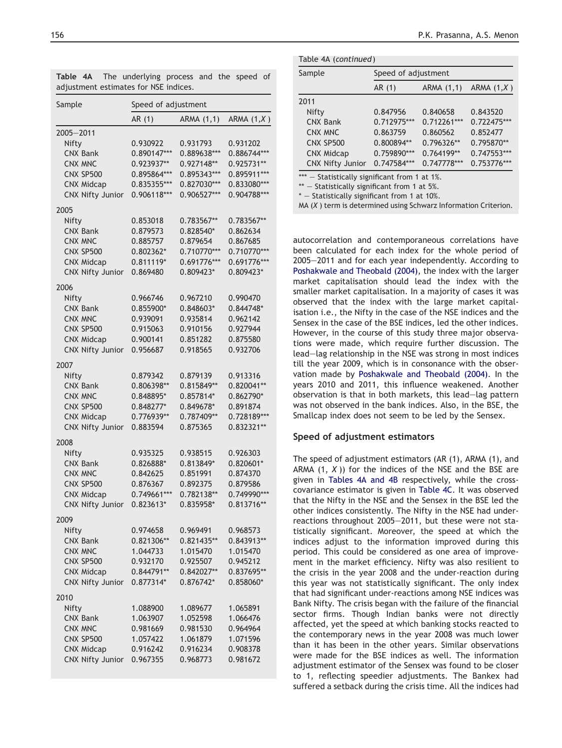**Table 4A** The underlying process and the speed of adjustment estimates for NSE indices.

| Sample | Speed of adjustment | | |
|---|---|---|---|
| | AR (1) | ARMA (1,1) | ARMA (1,*X*) |
| 2005–2011 | | | |
| Nifty | 0.930922 | 0.931793 | 0.931202 |
| CNX Bank | 0.890147*** | 0.889638*** | 0.886744*** |
| CNX MNC | 0.923937** | 0.927148** | 0.925731** |
| CNX SP500 | 0.895864*** | 0.895343*** | 0.895911*** |
| CNX Midcap | 0.835355*** | 0.827030*** | 0.833080*** |
| CNX Nifty Junior | 0.906118*** | 0.906527*** | 0.904788*** |
| 2005 | | | |
| Nifty | 0.853018 | 0.783567** | 0.783567** |
| CNX Bank | 0.879573 | 0.828540* | 0.862634 |
| CNX MNC | 0.885757 | 0.879654 | 0.867685 |
| CNX SP500 | 0.802362* | 0.710770*** | 0.710770*** |
| CNX Midcap | 0.811119* | 0.691776*** | 0.691776*** |
| CNX Nifty Junior | 0.869480 | 0.809423* | 0.809423* |
| 2006 | | | |
| Nifty | 0.966746 | 0.967210 | 0.990470 |
| CNX Bank | 0.855900* | 0.848603* | 0.844748* |
| CNX MNC | 0.939091 | 0.935814 | 0.962142 |
| CNX SP500 | 0.915063 | 0.910156 | 0.927944 |
| CNX Midcap | 0.900141 | 0.851282 | 0.875580 |
| CNX Nifty Junior | 0.956687 | 0.918565 | 0.932706 |
| 2007 | | | |
| Nifty | 0.879342 | 0.879139 | 0.913316 |
| CNX Bank | 0.806398** | 0.815849** | 0.820041** |
| CNX MNC | 0.848895* | 0.857814* | 0.862790* |
| CNX SP500 | 0.848277* | 0.849678* | 0.891874 |
| CNX Midcap | 0.776939** | 0.787409** | 0.728189*** |
| CNX Nifty Junior | 0.883594 | 0.875365 | 0.832321** |
| 2008 | | | |
| Nifty | 0.935325 | 0.938515 | 0.926303 |
| CNX Bank | 0.826888* | 0.813849* | 0.820601* |
| CNX MNC | 0.842625 | 0.851991 | 0.874370 |
| CNX SP500 | 0.876367 | 0.892375 | 0.879586 |
| CNX Midcap | 0.749661*** | 0.782138** | 0.749990*** |
| CNX Nifty Junior | 0.823613* | 0.835958* | 0.813716** |
| 2009 | | | |
| Nifty | 0.974658 | 0.969491 | 0.968573 |
| CNX Bank | 0.821306** | 0.821435** | 0.843913** |
| CNX MNC | 1.044733 | 1.015470 | 1.015470 |
| CNX SP500 | 0.932170 | 0.925507 | 0.945212 |
| CNX Midcap | 0.844791** | 0.842027** | 0.837695** |
| CNX Nifty Junior | 0.877314* | 0.876742* | 0.858060* |
| 2010 | | | |
| Nifty | 1.088900 | 1.089677 | 1.065891 |
| CNX Bank | 1.063907 | 1.052598 | 1.066476 |
| CNX MNC | 0.981669 | 0.981530 | 0.964964 |
| CNX SP500 | 1.057422 | 1.061879 | 1.071596 |
| CNX Midcap | 0.916242 | 0.916234 | 0.908378 |
| CNX Nifty Junior | 0.967355 | 0.968773 | 0.981672 |
| 2011 | | | |
| Nifty | 0.847956 | 0.840658 | 0.843520 |
| CNX Bank | 0.712975*** | 0.712261*** | 0.722475*** |
| CNX MNC | 0.863759 | 0.860562 | 0.852477 |
| CNX SP500 | 0.800894** | 0.796326** | 0.795870** |
| CNX Midcap | 0.759890*** | 0.764199** | 0.747553*** |
| CNX Nifty Junior | 0.747584*** | 0.747778*** | 0.753776*** |

*** — Statistically significant from 1 at 1%.
** — Statistically significant from 1 at 5%.
* — Statistically significant from 1 at 10%.
MA (*X*) term is determined using Schwarz Information Criterion.

autocorrelation and contemporaneous correlations have been calculated for each index for the whole period of 2005–2011 and for each year independently. According to Poshakwale and Theobald (2004), the index with the larger market capitalisation should lead the index with the smaller market capitalisation. In a majority of cases it was observed that the index with the large market capitalisation i.e., the Nifty in the case of the NSE indices and the Sensex in the case of the BSE indices, led the other indices. However, in the course of this study three major observations were made, which require further discussion. The lead–lag relationship in the NSE was strong in most indices till the year 2009, which is in consonance with the observation made by Poshakwale and Theobald (2004). In the years 2010 and 2011, this influence weakened. Another observation is that in both markets, this lead–lag pattern was not observed in the bank indices. Also, in the BSE, the Smallcap index does not seem to be led by the Sensex.

## Speed of adjustment estimators

The speed of adjustment estimators (AR (1), ARMA (1), and ARMA (1, *X*)) for the indices of the NSE and the BSE are given in Tables 4A and 4B respectively, while the cross-covariance estimator is given in Table 4C. It was observed that the Nifty in the NSE and the Sensex in the BSE led the other indices consistently. The Nifty in the NSE had under-reactions throughout 2005–2011, but these were not statistically significant. Moreover, the speed at which the indices adjust to the information improved during this period. This could be considered as one area of improvement in the market efficiency. Nifty was also resilient to the crisis in the year 2008 and the under-reaction during this year was not statistically significant. The only index that had significant under-reactions among NSE indices was Bank Nifty. The crisis began with the failure of the financial sector firms. Though Indian banks were not directly affected, yet the speed at which banking stocks reacted to the contemporary news in the year 2008 was much lower than it has been in the other years. Similar observations were made for the BSE indices as well. The information adjustment estimator of the Sensex was found to be closer to 1, reflecting speedier adjustments. The Bankex had suffered a setback during the crisis time. All the indices had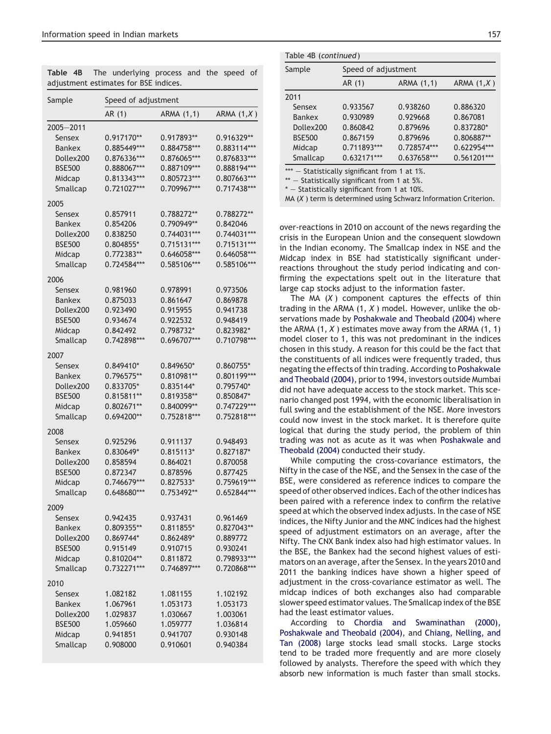**Table 4B** The underlying process and the speed of adjustment estimates for BSE indices.

| Sample | Speed of adjustment | | |
|---|---|---|---|
| | AR (1) | ARMA (1,1) | ARMA (1,$X$) |
| 2005–2011 | | | |
| Sensex | 0.917170** | 0.917893** | 0.916329** |
| Bankex | 0.885449*** | 0.884758*** | 0.883114*** |
| Dollex200 | 0.876336*** | 0.876065*** | 0.876833*** |
| BSE500 | 0.888067*** | 0.887109*** | 0.888194*** |
| Midcap | 0.813343*** | 0.805723*** | 0.807663*** |
| Smallcap | 0.721027*** | 0.709967*** | 0.717438*** |
| 2005 | | | |
| Sensex | 0.857911 | 0.788272** | 0.788272** |
| Bankex | 0.854206 | 0.790949** | 0.842046 |
| Dollex200 | 0.838250 | 0.744031*** | 0.744031*** |
| BSE500 | 0.804855* | 0.715131*** | 0.715131*** |
| Midcap | 0.772383** | 0.646058*** | 0.646058*** |
| Smallcap | 0.724584*** | 0.585106*** | 0.585106*** |
| 2006 | | | |
| Sensex | 0.981960 | 0.978991 | 0.973506 |
| Bankex | 0.875033 | 0.861647 | 0.869878 |
| Dollex200 | 0.923490 | 0.915955 | 0.941738 |
| BSE500 | 0.934674 | 0.922532 | 0.948419 |
| Midcap | 0.842492 | 0.798732* | 0.823982* |
| Smallcap | 0.742898*** | 0.696707*** | 0.710798*** |
| 2007 | | | |
| Sensex | 0.849410* | 0.849650* | 0.860755* |
| Bankex | 0.796575** | 0.810981** | 0.801199*** |
| Dollex200 | 0.833705* | 0.835144* | 0.795740* |
| BSE500 | 0.815811** | 0.819358** | 0.850847* |
| Midcap | 0.802671** | 0.840099** | 0.747229*** |
| Smallcap | 0.694200** | 0.752818*** | 0.752818*** |
| 2008 | | | |
| Sensex | 0.925296 | 0.911137 | 0.948493 |
| Bankex | 0.830649* | 0.815113* | 0.827187* |
| Dollex200 | 0.858594 | 0.864021 | 0.870058 |
| BSE500 | 0.872347 | 0.878596 | 0.877425 |
| Midcap | 0.746679*** | 0.827533* | 0.759619*** |
| Smallcap | 0.648680*** | 0.753492** | 0.652844*** |
| 2009 | | | |
| Sensex | 0.942435 | 0.937431 | 0.961469 |
| Bankex | 0.809355** | 0.811855* | 0.827043** |
| Dollex200 | 0.869744* | 0.862489* | 0.889772 |
| BSE500 | 0.915149 | 0.910715 | 0.930241 |
| Midcap | 0.810204** | 0.811872 | 0.798933*** |
| Smallcap | 0.732271*** | 0.746897*** | 0.720868*** |
| 2010 | | | |
| Sensex | 1.082182 | 1.081155 | 1.102192 |
| Bankex | 1.067961 | 1.053173 | 1.053173 |
| Dollex200 | 1.029837 | 1.030667 | 1.003061 |
| BSE500 | 1.059660 | 1.059777 | 1.036814 |
| Midcap | 0.941851 | 0.941707 | 0.930148 |
| Smallcap | 0.908000 | 0.910601 | 0.940384 |
| 2011 | | | |
| Sensex | 0.933567 | 0.938260 | 0.886320 |
| Bankex | 0.930989 | 0.929668 | 0.867081 |
| Dollex200 | 0.860842 | 0.879696 | 0.837280* |
| BSE500 | 0.867159 | 0.879696 | 0.806887** |
| Midcap | 0.711893*** | 0.728574*** | 0.622954*** |
| Smallcap | 0.632171*** | 0.637658*** | 0.561201*** |

*** — Statistically significant from 1 at 1%.
** — Statistically significant from 1 at 5%.
* — Statistically significant from 1 at 10%.
MA ($X$) term is determined using Schwarz Information Criterion.

over-reactions in 2010 on account of the news regarding the crisis in the European Union and the consequent slowdown in the Indian economy. The Smallcap index in NSE and the Midcap index in BSE had statistically significant under-reactions throughout the study period indicating and confirming the expectations spelt out in the literature that large cap stocks adjust to the information faster.

The MA ($X$) component captures the effects of thin trading in the ARMA (1, $X$) model. However, unlike the observations made by Poshakwale and Theobald (2004) where the ARMA (1, $X$) estimates move away from the ARMA (1, 1) model closer to 1, this was not predominant in the indices chosen in this study. A reason for this could be the fact that the constituents of all indices were frequently traded, thus negating the effects of thin trading. According to Poshakwale and Theobald (2004), prior to 1994, investors outside Mumbai did not have adequate access to the stock market. This scenario changed post 1994, with the economic liberalisation in full swing and the establishment of the NSE. More investors could now invest in the stock market. It is therefore quite logical that during the study period, the problem of thin trading was not as acute as it was when Poshakwale and Theobald (2004) conducted their study.

While computing the cross-covariance estimators, the Nifty in the case of the NSE, and the Sensex in the case of the BSE, were considered as reference indices to compare the speed of other observed indices. Each of the other indices has been paired with a reference index to confirm the relative speed at which the observed index adjusts. In the case of NSE indices, the Nifty Junior and the MNC indices had the highest speed of adjustment estimators on an average, after the Nifty. The CNX Bank index also had high estimator values. In the BSE, the Bankex had the second highest values of estimators on an average, after the Sensex. In the years 2010 and 2011 the banking indices have shown a higher speed of adjustment in the cross-covariance estimator as well. The midcap indices of both exchanges also had comparable slower speed estimator values. The Smallcap index of the BSE had the least estimator values.

According to Chordia and Swaminathan (2000), Poshakwale and Theobald (2004), and Chiang, Nelling, and Tan (2008) large stocks lead small stocks. Large stocks tend to be traded more frequently and are more closely followed by analysts. Therefore the speed with which they absorb new information is much faster than small stocks.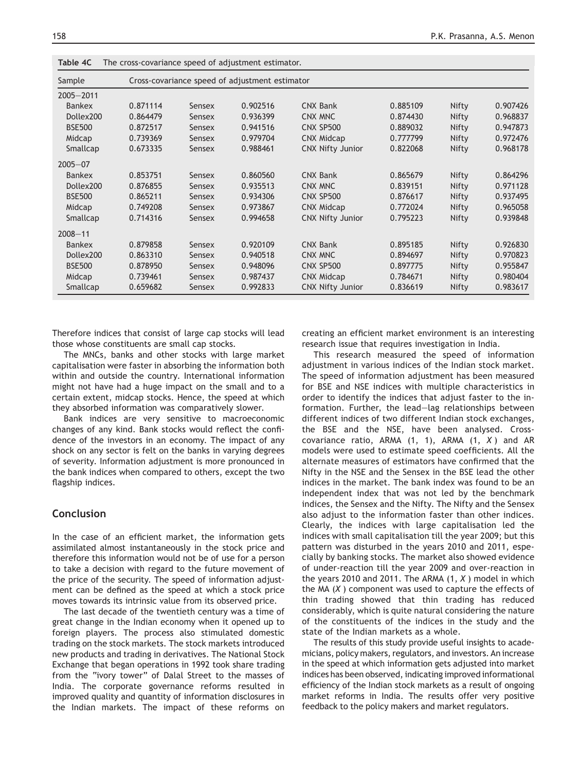**Table 4C** The cross-covariance speed of adjustment estimator.

| Sample | Cross-covariance speed of adjustment estimator | | | | | | |
|---|---|---|---|---|---|---|---|
| 2005–2011 | | | | | | | |
| Bankex | 0.871114 | Sensex | 0.902516 | CNX Bank | 0.885109 | Nifty | 0.907426 |
| Dollex200 | 0.864479 | Sensex | 0.936399 | CNX MNC | 0.874430 | Nifty | 0.968837 |
| BSE500 | 0.872517 | Sensex | 0.941516 | CNX SP500 | 0.889032 | Nifty | 0.947873 |
| Midcap | 0.739369 | Sensex | 0.979704 | CNX Midcap | 0.777799 | Nifty | 0.972476 |
| Smallcap | 0.673335 | Sensex | 0.988461 | CNX Nifty Junior | 0.822068 | Nifty | 0.968178 |
| 2005–07 | | | | | | | |
| Bankex | 0.853751 | Sensex | 0.860560 | CNX Bank | 0.865679 | Nifty | 0.864296 |
| Dollex200 | 0.876855 | Sensex | 0.935513 | CNX MNC | 0.839151 | Nifty | 0.971128 |
| BSE500 | 0.865211 | Sensex | 0.934306 | CNX SP500 | 0.876617 | Nifty | 0.937495 |
| Midcap | 0.749208 | Sensex | 0.973867 | CNX Midcap | 0.772024 | Nifty | 0.965058 |
| Smallcap | 0.714316 | Sensex | 0.994658 | CNX Nifty Junior | 0.795223 | Nifty | 0.939848 |
| 2008–11 | | | | | | | |
| Bankex | 0.879858 | Sensex | 0.920109 | CNX Bank | 0.895185 | Nifty | 0.926830 |
| Dollex200 | 0.863310 | Sensex | 0.940518 | CNX MNC | 0.894697 | Nifty | 0.970823 |
| BSE500 | 0.878950 | Sensex | 0.948096 | CNX SP500 | 0.897775 | Nifty | 0.955847 |
| Midcap | 0.739461 | Sensex | 0.987437 | CNX Midcap | 0.784671 | Nifty | 0.980404 |
| Smallcap | 0.659682 | Sensex | 0.992833 | CNX Nifty Junior | 0.836619 | Nifty | 0.983617 |

Therefore indices that consist of large cap stocks will lead those whose constituents are small cap stocks.

The MNCs, banks and other stocks with large market capitalisation were faster in absorbing the information both within and outside the country. International information might not have had a huge impact on the small and to a certain extent, midcap stocks. Hence, the speed at which they absorbed information was comparatively slower.

Bank indices are very sensitive to macroeconomic changes of any kind. Bank stocks would reflect the confidence of the investors in an economy. The impact of any shock on any sector is felt on the banks in varying degrees of severity. Information adjustment is more pronounced in the bank indices when compared to others, except the two flagship indices.

## Conclusion

In the case of an efficient market, the information gets assimilated almost instantaneously in the stock price and therefore this information would not be of use for a person to take a decision with regard to the future movement of the price of the security. The speed of information adjustment can be defined as the speed at which a stock price moves towards its intrinsic value from its observed price.

The last decade of the twentieth century was a time of great change in the Indian economy when it opened up to foreign players. The process also stimulated domestic trading on the stock markets. The stock markets introduced new products and trading in derivatives. The National Stock Exchange that began operations in 1992 took share trading from the "ivory tower" of Dalal Street to the masses of India. The corporate governance reforms resulted in improved quality and quantity of information disclosures in the Indian markets. The impact of these reforms on creating an efficient market environment is an interesting research issue that requires investigation in India.

This research measured the speed of information adjustment in various indices of the Indian stock market. The speed of information adjustment has been measured for BSE and NSE indices with multiple characteristics in order to identify the indices that adjust faster to the information. Further, the lead–lag relationships between different indices of two different Indian stock exchanges, the BSE and the NSE, have been analysed. Cross-covariance ratio, ARMA (1, 1), ARMA (1, $X$) and AR models were used to estimate speed coefficients. All the alternate measures of estimators have confirmed that the Nifty in the NSE and the Sensex in the BSE lead the other indices in the market. The bank index was found to be an independent index that was not led by the benchmark indices, the Sensex and the Nifty. The Nifty and the Sensex also adjust to the information faster than other indices. Clearly, the indices with large capitalisation led the indices with small capitalisation till the year 2009; but this pattern was disturbed in the years 2010 and 2011, especially by banking stocks. The market also showed evidence of under-reaction till the year 2009 and over-reaction in the years 2010 and 2011. The ARMA (1, $X$) model in which the MA ($X$) component was used to capture the effects of thin trading showed that thin trading has reduced considerably, which is quite natural considering the nature of the constituents of the indices in the study and the state of the Indian markets as a whole.

The results of this study provide useful insights to academicians, policy makers, regulators, and investors. An increase in the speed at which information gets adjusted into market indices has been observed, indicating improved informational efficiency of the Indian stock markets as a result of ongoing market reforms in India. The results offer very positive feedback to the policy makers and market regulators.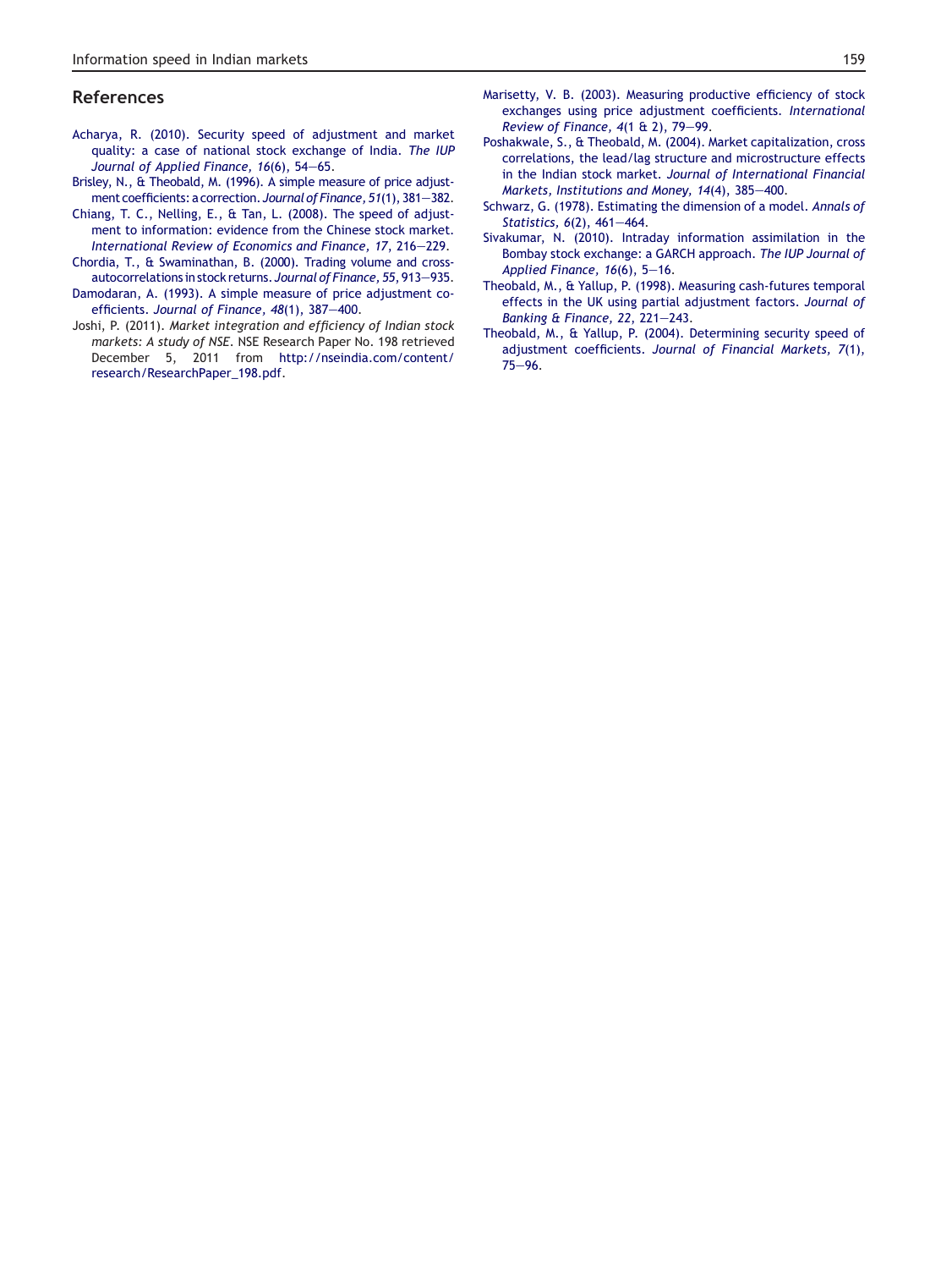## References

Acharya, R. (2010). Security speed of adjustment and market quality: a case of national stock exchange of India. *The IUP Journal of Applied Finance, 16*(6), 54–65.

Brisley, N., & Theobald, M. (1996). A simple measure of price adjustment coefficients: a correction. *Journal of Finance, 51*(1), 381–382.

Chiang, T. C., Nelling, E., & Tan, L. (2008). The speed of adjustment to information: evidence from the Chinese stock market. *International Review of Economics and Finance, 17*, 216–229.

Chordia, T., & Swaminathan, B. (2000). Trading volume and cross-autocorrelations in stock returns. *Journal of Finance, 55*, 913–935.

Damodaran, A. (1993). A simple measure of price adjustment coefficients. *Journal of Finance, 48*(1), 387–400.

Joshi, P. (2011). *Market integration and efficiency of Indian stock markets: A study of NSE*. NSE Research Paper No. 198 retrieved December 5, 2011 from http://nseindia.com/content/research/ResearchPaper_198.pdf.

Marisetty, V. B. (2003). Measuring productive efficiency of stock exchanges using price adjustment coefficients. *International Review of Finance, 4*(1 & 2), 79–99.

Poshakwale, S., & Theobald, M. (2004). Market capitalization, cross correlations, the lead/lag structure and microstructure effects in the Indian stock market. *Journal of International Financial Markets, Institutions and Money, 14*(4), 385–400.

Schwarz, G. (1978). Estimating the dimension of a model. *Annals of Statistics, 6*(2), 461–464.

Sivakumar, N. (2010). Intraday information assimilation in the Bombay stock exchange: a GARCH approach. *The IUP Journal of Applied Finance, 16*(6), 5–16.

Theobald, M., & Yallup, P. (1998). Measuring cash-futures temporal effects in the UK using partial adjustment factors. *Journal of Banking & Finance, 22*, 221–243.

Theobald, M., & Yallup, P. (2004). Determining security speed of adjustment coefficients. *Journal of Financial Markets, 7*(1), 75–96.